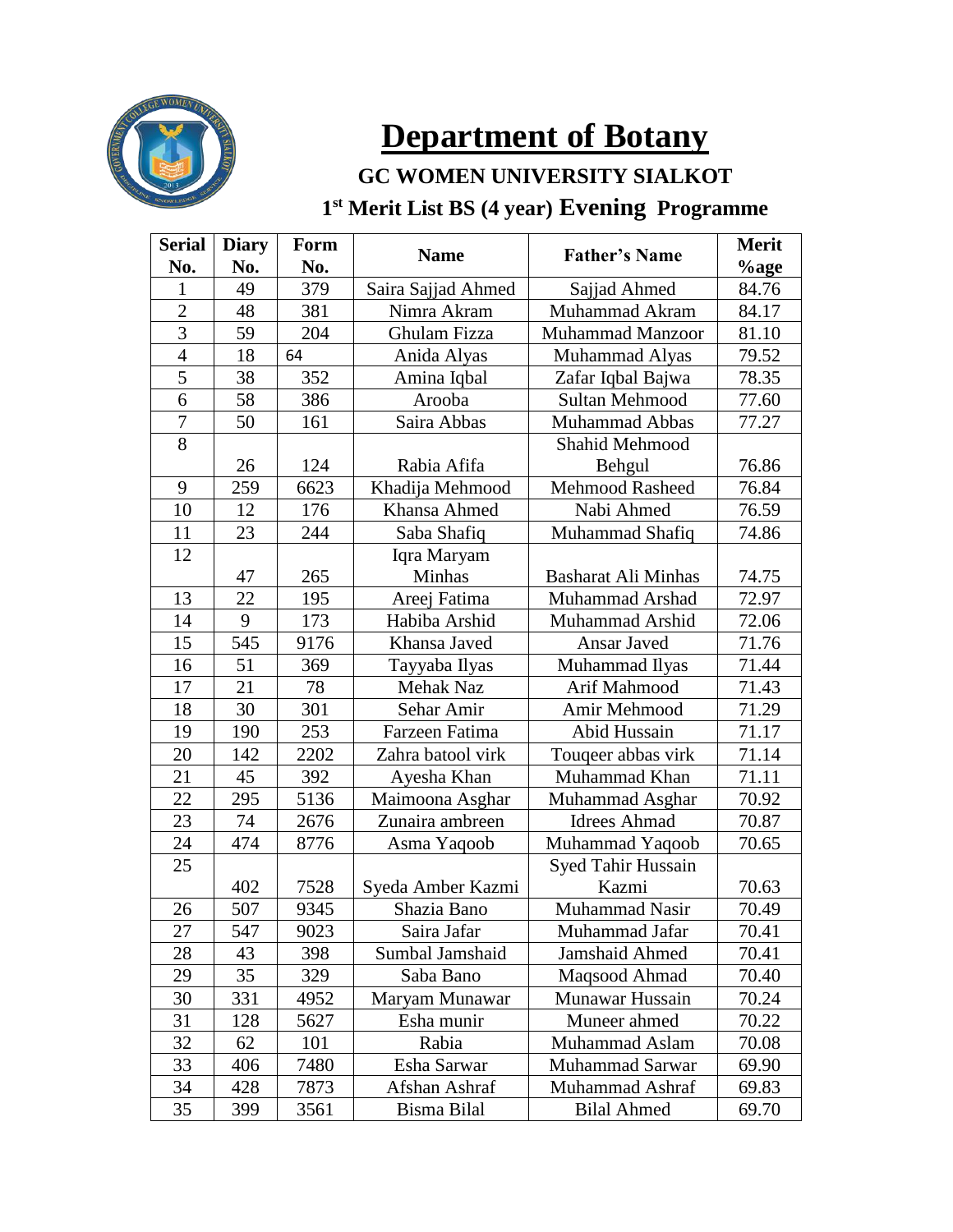# Department of Botany

## GC WOMEN UNIVERSITY SIALKOT

### 1st Merit List BS (4 year) Evening Programme

| Serial No. | Diary No. | Form No. | Name | Father's Name | Merit %age |
|---|---|---|---|---|---|
| 1 | 49 | 379 | Saira Sajjad Ahmed | Sajjad Ahmed | 84.76 |
| 2 | 48 | 381 | Nimra Akram | Muhammad Akram | 84.17 |
| 3 | 59 | 204 | Ghulam Fizza | Muhammad Manzoor | 81.10 |
| 4 | 18 | 64 | Anida Alyas | Muhammad Alyas | 79.52 |
| 5 | 38 | 352 | Amina Iqbal | Zafar Iqbal Bajwa | 78.35 |
| 6 | 58 | 386 | Arooba | Sultan Mehmood | 77.60 |
| 7 | 50 | 161 | Saira Abbas | Muhammad Abbas | 77.27 |
| 8 | 26 | 124 | Rabia Afifa | Shahid Mehmood Behgul | 76.86 |
| 9 | 259 | 6623 | Khadija Mehmood | Mehmood Rasheed | 76.84 |
| 10 | 12 | 176 | Khansa Ahmed | Nabi Ahmed | 76.59 |
| 11 | 23 | 244 | Saba Shafiq | Muhammad Shafiq | 74.86 |
| 12 | 47 | 265 | Iqra Maryam Minhas | Basharat Ali Minhas | 74.75 |
| 13 | 22 | 195 | Areej Fatima | Muhammad Arshad | 72.97 |
| 14 | 9 | 173 | Habiba Arshid | Muhammad Arshid | 72.06 |
| 15 | 545 | 9176 | Khansa Javed | Ansar Javed | 71.76 |
| 16 | 51 | 369 | Tayyaba Ilyas | Muhammad Ilyas | 71.44 |
| 17 | 21 | 78 | Mehak Naz | Arif Mahmood | 71.43 |
| 18 | 30 | 301 | Sehar Amir | Amir Mehmood | 71.29 |
| 19 | 190 | 253 | Farzeen Fatima | Abid Hussain | 71.17 |
| 20 | 142 | 2202 | Zahra batool virk | Touqeer abbas virk | 71.14 |
| 21 | 45 | 392 | Ayesha Khan | Muhammad Khan | 71.11 |
| 22 | 295 | 5136 | Maimoona Asghar | Muhammad Asghar | 70.92 |
| 23 | 74 | 2676 | Zunaira ambreen | Idrees Ahmad | 70.87 |
| 24 | 474 | 8776 | Asma Yaqoob | Muhammad Yaqoob | 70.65 |
| 25 | 402 | 7528 | Syeda Amber Kazmi | Syed Tahir Hussain Kazmi | 70.63 |
| 26 | 507 | 9345 | Shazia Bano | Muhammad Nasir | 70.49 |
| 27 | 547 | 9023 | Saira Jafar | Muhammad Jafar | 70.41 |
| 28 | 43 | 398 | Sumbal Jamshaid | Jamshaid Ahmed | 70.41 |
| 29 | 35 | 329 | Saba Bano | Maqsood Ahmad | 70.40 |
| 30 | 331 | 4952 | Maryam Munawar | Munawar Hussain | 70.24 |
| 31 | 128 | 5627 | Esha munir | Muneer ahmed | 70.22 |
| 32 | 62 | 101 | Rabia | Muhammad Aslam | 70.08 |
| 33 | 406 | 7480 | Esha Sarwar | Muhammad Sarwar | 69.90 |
| 34 | 428 | 7873 | Afshan Ashraf | Muhammad Ashraf | 69.83 |
| 35 | 399 | 3561 | Bisma Bilal | Bilal Ahmed | 69.70 |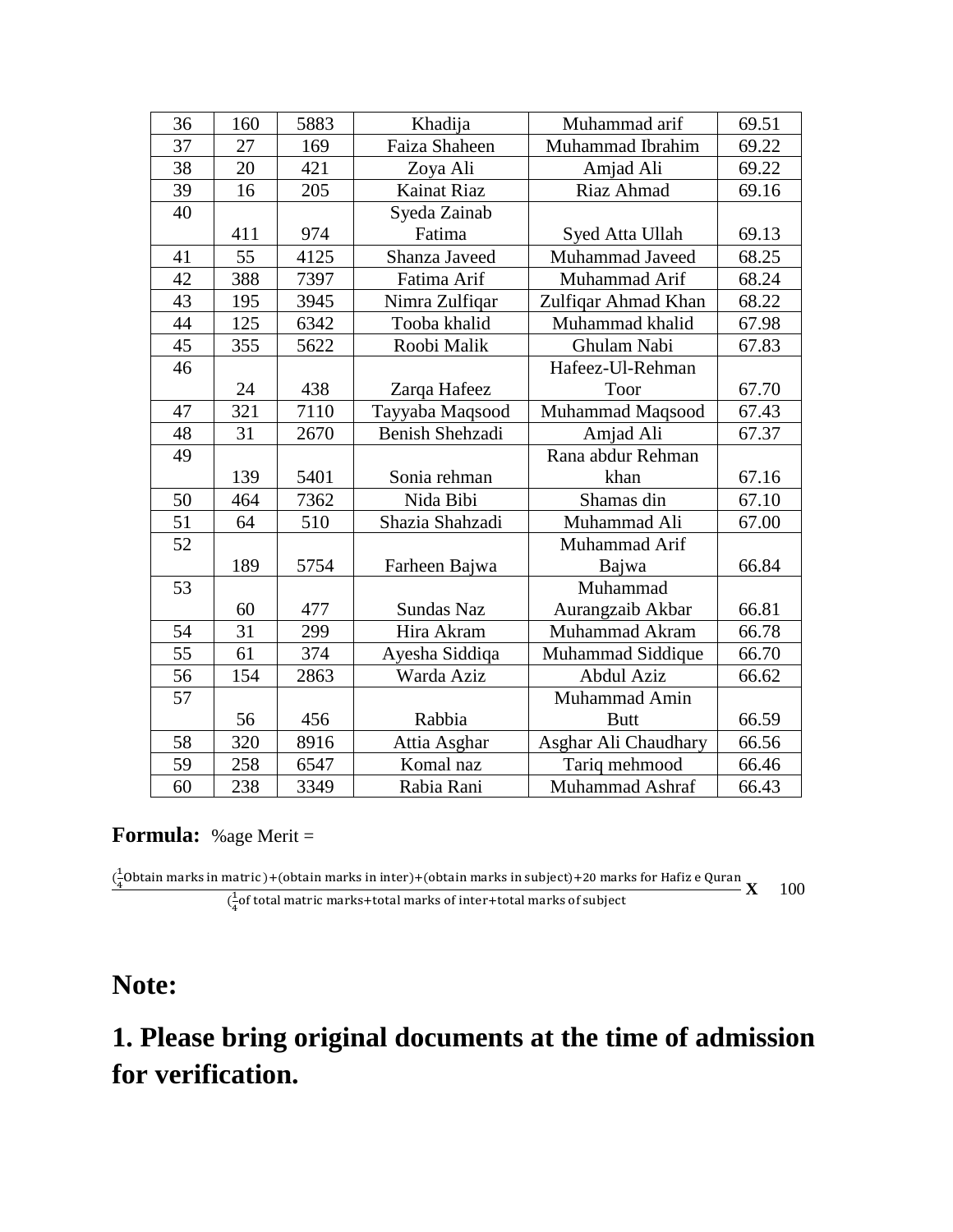| 36 | 160 | 5883 | Khadija | Muhammad arif | 69.51 |
|---|---|---|---|---|---|
| 37 | 27 | 169 | Faiza Shaheen | Muhammad Ibrahim | 69.22 |
| 38 | 20 | 421 | Zoya Ali | Amjad Ali | 69.22 |
| 39 | 16 | 205 | Kainat Riaz | Riaz Ahmad | 69.16 |
| 40 | 411 | 974 | Syeda Zainab Fatima | Syed Atta Ullah | 69.13 |
| 41 | 55 | 4125 | Shanza Javeed | Muhammad Javeed | 68.25 |
| 42 | 388 | 7397 | Fatima Arif | Muhammad Arif | 68.24 |
| 43 | 195 | 3945 | Nimra Zulfiqar | Zulfiqar Ahmad Khan | 68.22 |
| 44 | 125 | 6342 | Tooba khalid | Muhammad khalid | 67.98 |
| 45 | 355 | 5622 | Roobi Malik | Ghulam Nabi | 67.83 |
| 46 | 24 | 438 | Zarqa Hafeez | Hafeez-Ul-Rehman Toor | 67.70 |
| 47 | 321 | 7110 | Tayyaba Maqsood | Muhammad Maqsood | 67.43 |
| 48 | 31 | 2670 | Benish Shehzadi | Amjad Ali | 67.37 |
| 49 | 139 | 5401 | Sonia rehman | Rana abdur Rehman khan | 67.16 |
| 50 | 464 | 7362 | Nida Bibi | Shamas din | 67.10 |
| 51 | 64 | 510 | Shazia Shahzadi | Muhammad Ali | 67.00 |
| 52 | 189 | 5754 | Farheen Bajwa | Muhammad Arif Bajwa | 66.84 |
| 53 | 60 | 477 | Sundas Naz | Muhammad Aurangzaib Akbar | 66.81 |
| 54 | 31 | 299 | Hira Akram | Muhammad Akram | 66.78 |
| 55 | 61 | 374 | Ayesha Siddiqa | Muhammad Siddique | 66.70 |
| 56 | 154 | 2863 | Warda Aziz | Abdul Aziz | 66.62 |
| 57 | 56 | 456 | Rabbia | Muhammad Amin Butt | 66.59 |
| 58 | 320 | 8916 | Attia Asghar | Asghar Ali Chaudhary | 66.56 |
| 59 | 258 | 6547 | Komal naz | Tariq mehmood | 66.46 |
| 60 | 238 | 3349 | Rabia Rani | Muhammad Ashraf | 66.43 |

**Formula:** %age Merit =

$$\frac{(\frac{1}{4}\text{Obtain marks in matric})+(\text{obtain marks in inter})+(\text{obtain marks in subject})+20 \text{ marks for Hafiz e Quran}}{(\frac{1}{4}\text{of total matric marks}+\text{total marks of inter}+\text{total marks of subject}} \times 100$$

## Note:

## 1. Please bring original documents at the time of admission for verification.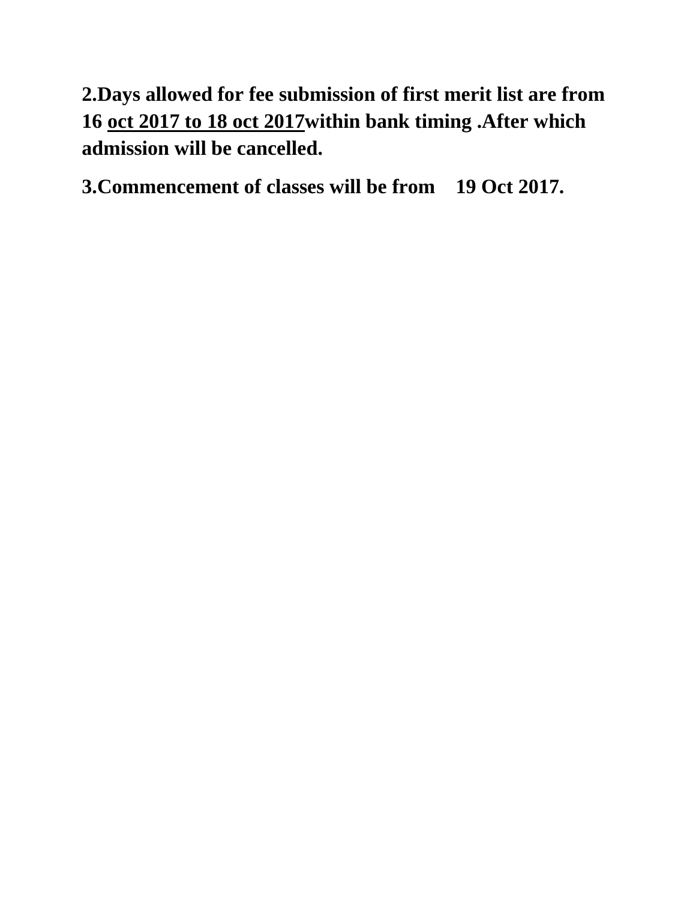**2.Days allowed for fee submission of first merit list are from 16 oct 2017 to 18 oct 2017within bank timing .After which admission will be cancelled.**

**3.Commencement of classes will be from 19 Oct 2017.**